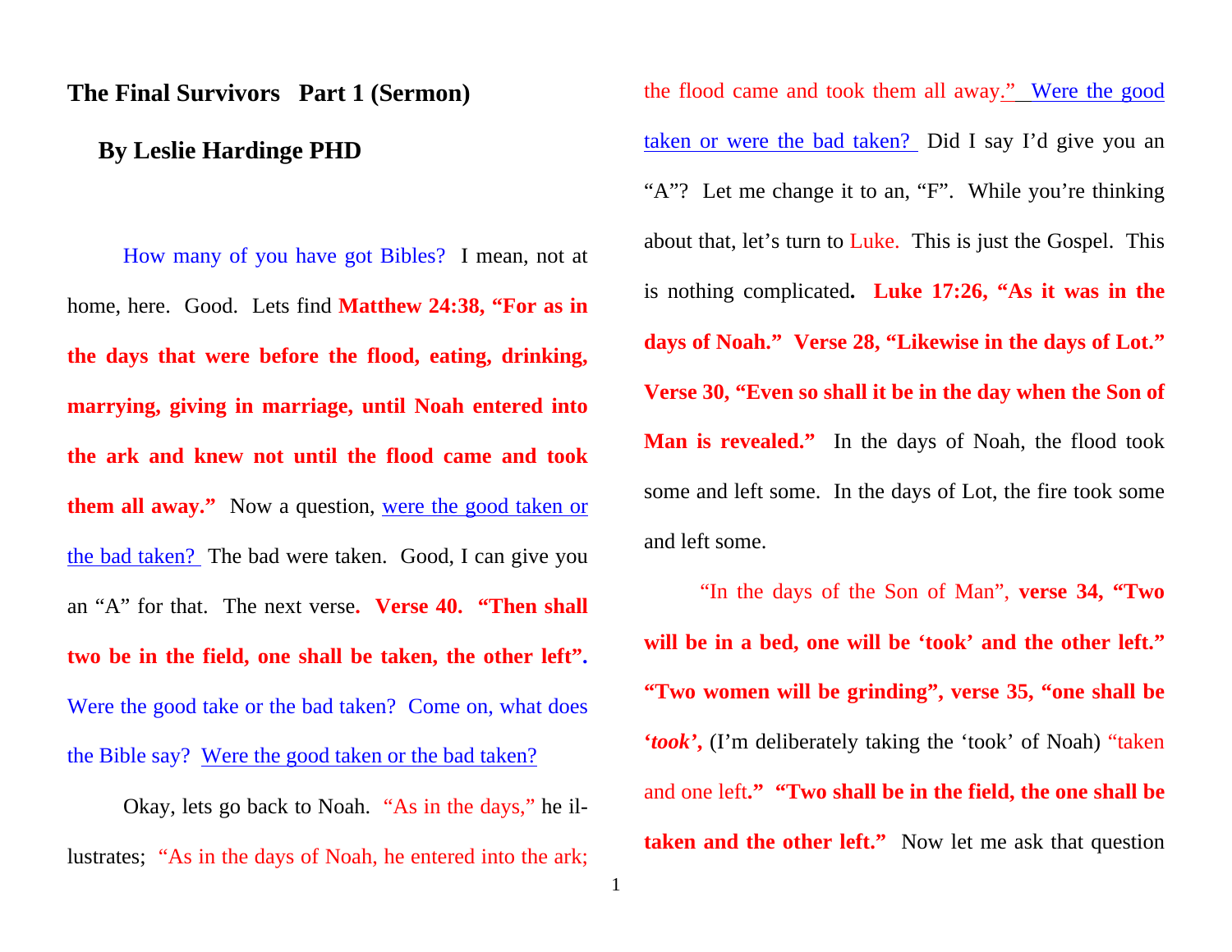# The Final Survivors Part 1 (Sermon)

## By Leslie Hardinge PHD

How many of you have got Bibles? I mean, not at home, here. Good. Lets find **Matthew 24:38, "For as in the days that were before the flood, eating, drinking, marrying, giving in marriage, until Noah entered into the ark and knew not until the flood came and took them all away."** Now a question, were the good taken or the bad taken? The bad were taken. Good, I can give you an "A" for that. The next verse**. Verse 40. "Then shall two be in the field, one shall be taken, the other left".** Were the good take or the bad taken? Come on, what does the Bible say? Were the good taken or the bad taken?

Okay, lets go back to Noah. "As in the days," he illustrates; "As in the days of Noah, he entered into the ark; the flood came and took them all away." Were the good taken or were the bad taken? Did I say I'd give you an "A"? Let me change it to an, "F". While you're thinking about that, let's turn to Luke. This is just the Gospel. This is nothing complicated**. Luke 17:26, "As it was in the days of Noah." Verse 28, "Likewise in the days of Lot." Verse 30, "Even so shall it be in the day when the Son of Man is revealed."** In the days of Noah, the flood took some and left some. In the days of Lot, the fire took some and left some.

"In the days of the Son of Man", **verse 34, "Two will be in a bed, one will be 'took' and the other left." "Two women will be grinding", verse 35, "one shall be '*took*',** (I'm deliberately taking the 'took' of Noah) "taken and one left**." "Two shall be in the field, the one shall be taken and the other left."** Now let me ask that question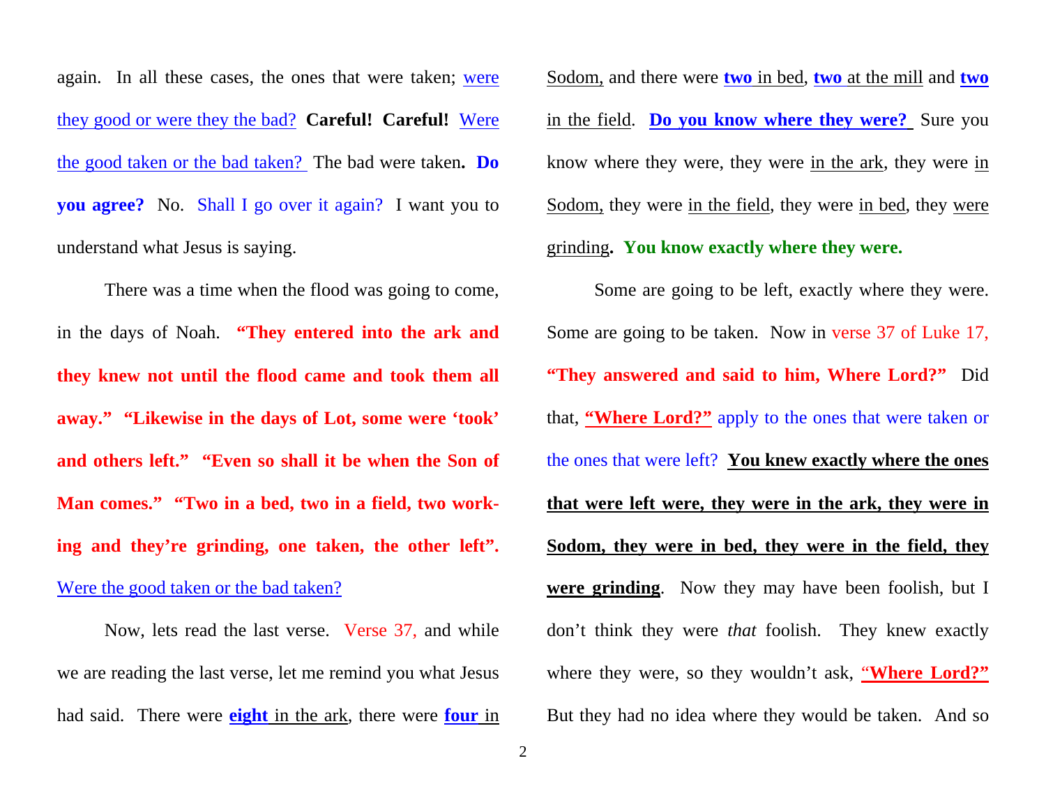again. In all these cases, the ones that were taken; were they good or were they the bad? **Careful! Careful!** Were the good taken or the bad taken? The bad were taken**.** **Do you agree?** No. Shall I go over it again? I want you to understand what Jesus is saying.

There was a time when the flood was going to come, in the days of Noah. **"They entered into the ark and they knew not until the flood came and took them all away." "Likewise in the days of Lot, some were 'took' and others left." "Even so shall it be when the Son of Man comes." "Two in a bed, two in a field, two working and they're grinding, one taken, the other left".** Were the good taken or the bad taken?

Now, lets read the last verse. Verse 37, and while we are reading the last verse, let me remind you what Jesus had said. There were **eight** in the ark, there were **four** in Sodom, and there were **two** in bed, **two** at the mill and **two** in the field. **Do you know where they were?** Sure you know where they were, they were in the ark, they were in Sodom, they were in the field, they were in bed, they were grinding**.** **You know exactly where they were.**

Some are going to be left, exactly where they were. Some are going to be taken. Now in verse 37 of Luke 17, **"They answered and said to him, Where Lord?"** Did that, **"Where Lord?"** apply to the ones that were taken or the ones that were left? **You knew exactly where the ones that were left were, they were in the ark, they were in Sodom, they were in bed, they were in the field, they were grinding**. Now they may have been foolish, but I don't think they were *that* foolish. They knew exactly where they were, so they wouldn't ask, **"Where Lord?"** But they had no idea where they would be taken. And so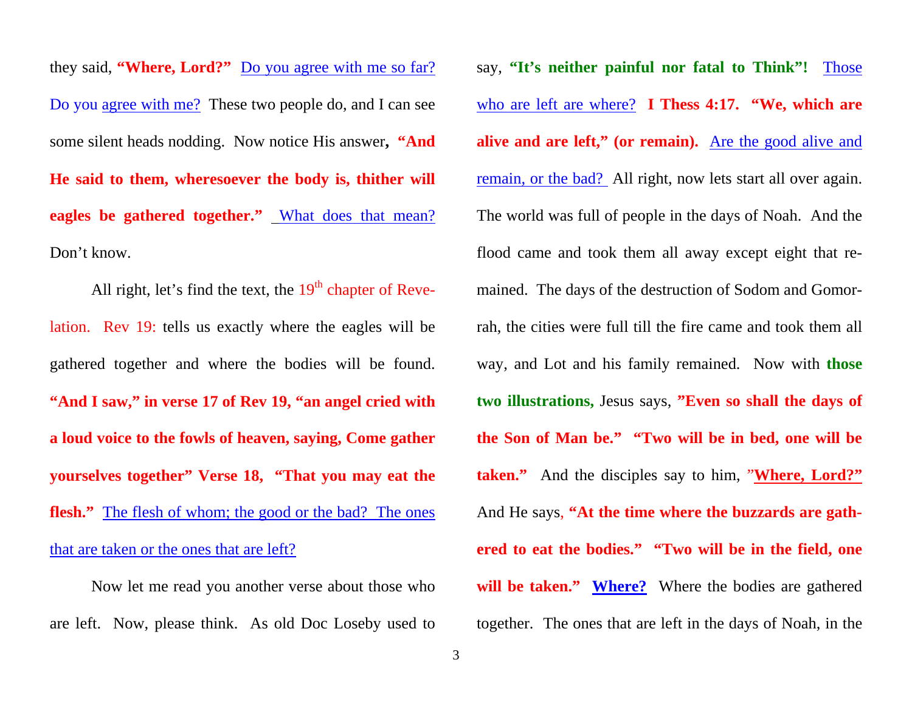they said, **"Where, Lord?"** Do you agree with me so far? Do you agree with me? These two people do, and I can see some silent heads nodding. Now notice His answer**, "And He said to them, wheresoever the body is, thither will eagles be gathered together."** What does that mean? Don't know.

All right, let's find the text, the 19th chapter of Revelation. Rev 19: tells us exactly where the eagles will be gathered together and where the bodies will be found. **"And I saw," in verse 17 of Rev 19, "an angel cried with a loud voice to the fowls of heaven, saying, Come gather yourselves together" Verse 18, "That you may eat the flesh."** The flesh of whom; the good or the bad? The ones that are taken or the ones that are left?

Now let me read you another verse about those who are left. Now, please think. As old Doc Loseby used to say, **"It's neither painful nor fatal to Think"!** Those who are left are where? **I Thess 4:17. "We, which are alive and are left," (or remain).** Are the good alive and remain, or the bad? All right, now lets start all over again. The world was full of people in the days of Noah. And the flood came and took them all away except eight that remained. The days of the destruction of Sodom and Gomorrah, the cities were full till the fire came and took them all way, and Lot and his family remained. Now with **those two illustrations,** Jesus says, **"Even so shall the days of the Son of Man be." "Two will be in bed, one will be taken."** And the disciples say to him, **"Where, Lord?"** And He says, **"At the time where the buzzards are gathered to eat the bodies." "Two will be in the field, one will be taken."** **Where?** Where the bodies are gathered together. The ones that are left in the days of Noah, in the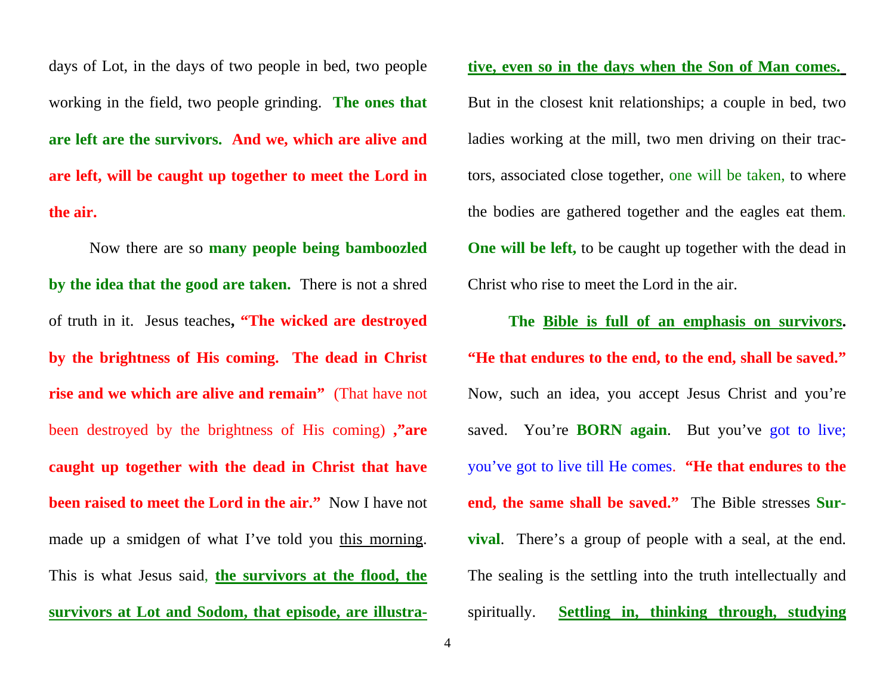days of Lot, in the days of two people in bed, two people working in the field, two people grinding. **The ones that are left are the survivors. And we, which are alive and are left, will be caught up together to meet the Lord in the air.**

Now there are so **many people being bamboozled by the idea that the good are taken.** There is not a shred of truth in it. Jesus teaches**, "The wicked are destroyed by the brightness of His coming. The dead in Christ rise and we which are alive and remain"** (That have not been destroyed by the brightness of His coming) **,"are caught up together with the dead in Christ that have been raised to meet the Lord in the air."** Now I have not made up a smidgen of what I've told you this morning. This is what Jesus said, **the survivors at the flood, the survivors at Lot and Sodom, that episode, are illustrative, even so in the days when the Son of Man comes.** But in the closest knit relationships; a couple in bed, two ladies working at the mill, two men driving on their tractors, associated close together, one will be taken, to where the bodies are gathered together and the eagles eat them. **One will be left,** to be caught up together with the dead in Christ who rise to meet the Lord in the air.

**The Bible is full of an emphasis on survivors. "He that endures to the end, to the end, shall be saved."** Now, such an idea, you accept Jesus Christ and you're saved. You're **BORN again**. But you've got to live; you've got to live till He comes. **"He that endures to the end, the same shall be saved."** The Bible stresses **Survival**. There's a group of people with a seal, at the end. The sealing is the settling into the truth intellectually and spiritually. **Settling in, thinking through, studying**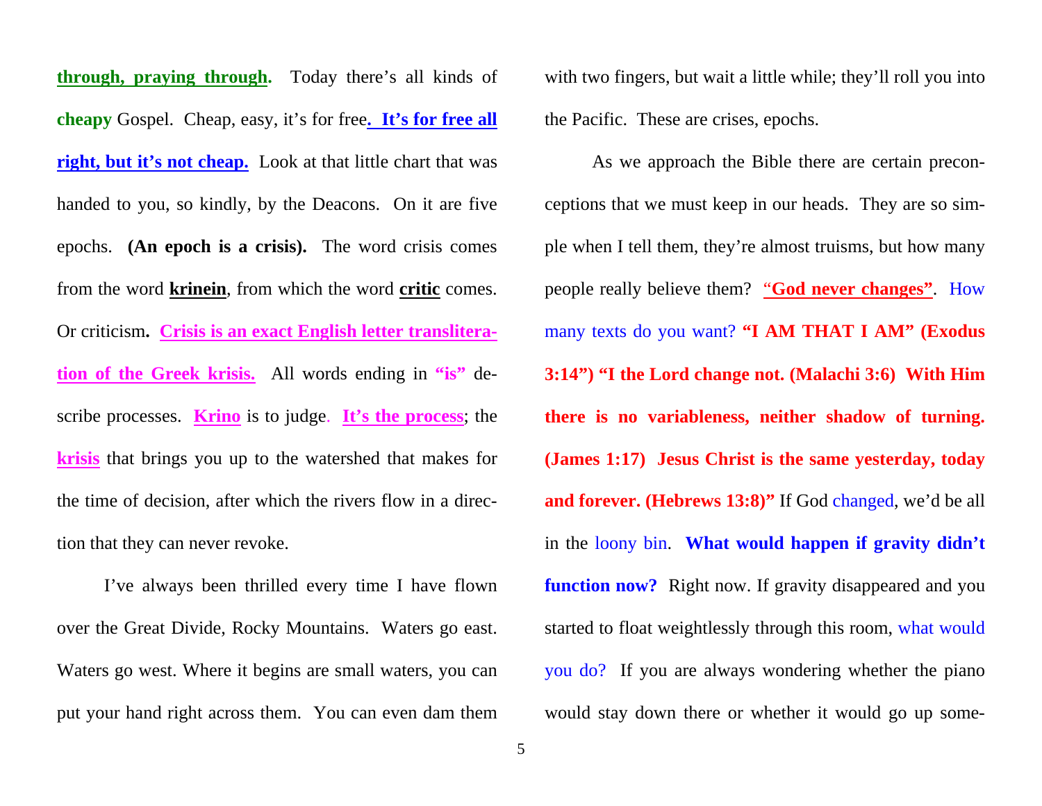**through, praying through.** Today there's all kinds of **cheapy** Gospel. Cheap, easy, it's for free**. It's for free all right, but it's not cheap.** Look at that little chart that was handed to you, so kindly, by the Deacons. On it are five epochs. **(An epoch is a crisis).** The word crisis comes from the word **krinein**, from which the word **critic** comes. Or criticism**. Crisis is an exact English letter transliteration of the Greek krisis.** All words ending in **"is"** describe processes. **Krino** is to judge. **It's the process**; the **krisis** that brings you up to the watershed that makes for the time of decision, after which the rivers flow in a direction that they can never revoke.

I've always been thrilled every time I have flown over the Great Divide, Rocky Mountains. Waters go east. Waters go west. Where it begins are small waters, you can put your hand right across them. You can even dam them with two fingers, but wait a little while; they'll roll you into the Pacific. These are crises, epochs.

As we approach the Bible there are certain preconceptions that we must keep in our heads. They are so simple when I tell them, they're almost truisms, but how many people really believe them? **"God never changes"**. How many texts do you want? **"I AM THAT I AM" (Exodus 3:14") "I the Lord change not. (Malachi 3:6) With Him there is no variableness, neither shadow of turning. (James 1:17) Jesus Christ is the same yesterday, today and forever. (Hebrews 13:8)"** If God changed, we'd be all in the loony bin. **What would happen if gravity didn't function now?** Right now. If gravity disappeared and you started to float weightlessly through this room, what would you do? If you are always wondering whether the piano would stay down there or whether it would go up some-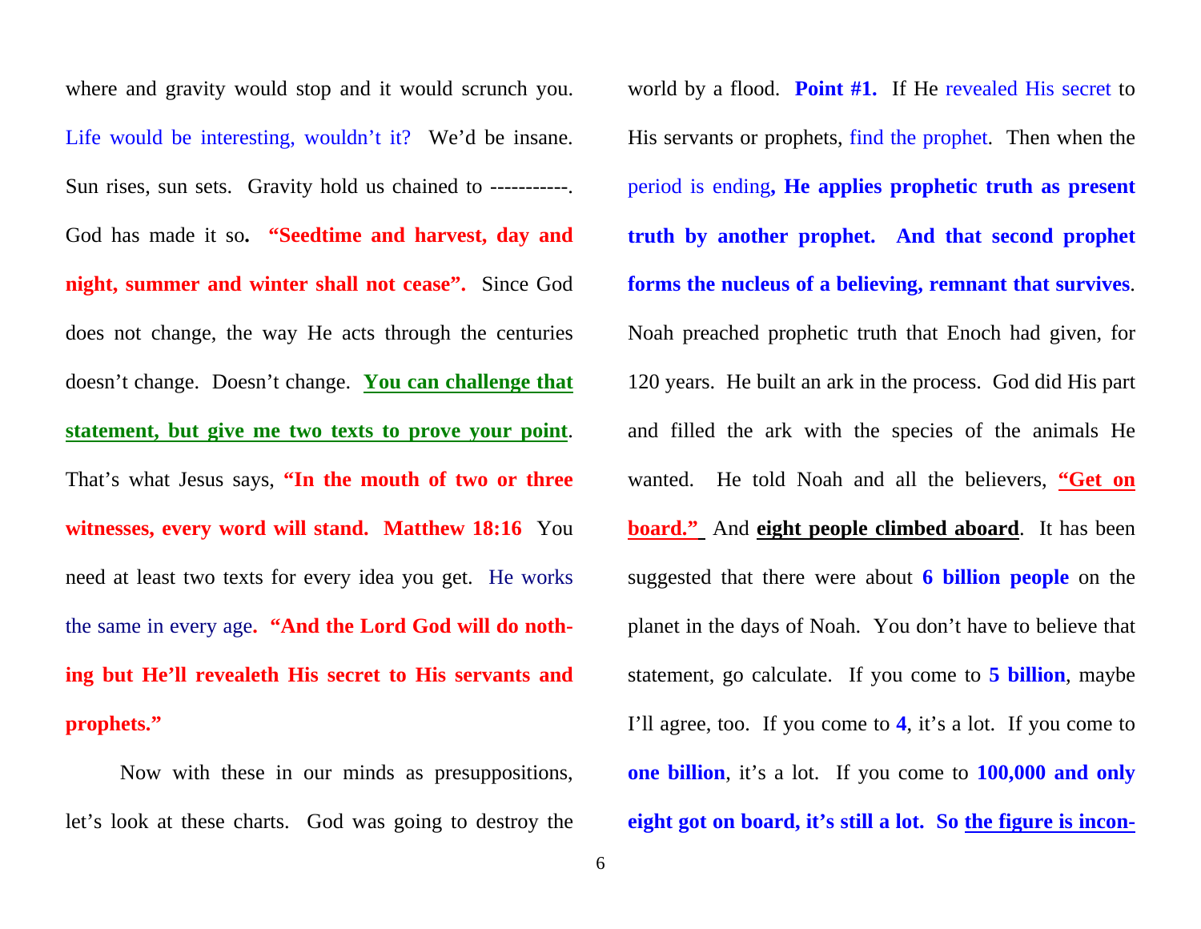where and gravity would stop and it would scrunch you. Life would be interesting, wouldn't it? We'd be insane. Sun rises, sun sets. Gravity hold us chained to -----------. God has made it so**.** **"Seedtime and harvest, day and night, summer and winter shall not cease".** Since God does not change, the way He acts through the centuries doesn't change. Doesn't change. **You can challenge that statement, but give me two texts to prove your point**. That's what Jesus says, **"In the mouth of two or three witnesses, every word will stand. Matthew 18:16** You need at least two texts for every idea you get. He works the same in every age**.** **"And the Lord God will do nothing but He'll revealeth His secret to His servants and prophets."**

Now with these in our minds as presuppositions, let's look at these charts. God was going to destroy the world by a flood. **Point #1.** If He revealed His secret to His servants or prophets, find the prophet. Then when the period is ending**, He applies prophetic truth as present truth by another prophet. And that second prophet forms the nucleus of a believing, remnant that survives**. Noah preached prophetic truth that Enoch had given, for 120 years. He built an ark in the process. God did His part and filled the ark with the species of the animals He wanted. He told Noah and all the believers, **"Get on board."** And **eight people climbed aboard**. It has been suggested that there were about **6 billion people** on the planet in the days of Noah. You don't have to believe that statement, go calculate. If you come to **5 billion**, maybe I'll agree, too. If you come to **4**, it's a lot. If you come to **one billion**, it's a lot. If you come to **100,000 and only eight got on board, it's still a lot. So the figure is incon-**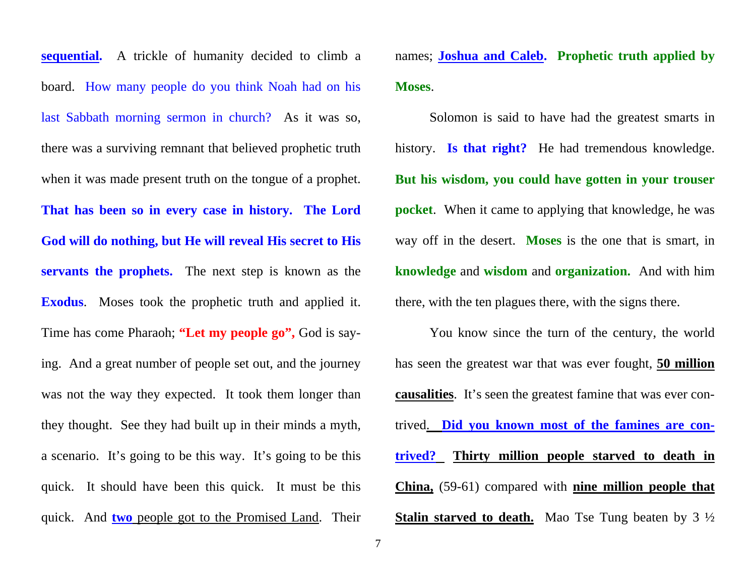**sequential.** A trickle of humanity decided to climb a board. How many people do you think Noah had on his last Sabbath morning sermon in church? As it was so, there was a surviving remnant that believed prophetic truth when it was made present truth on the tongue of a prophet. **That has been so in every case in history. The Lord God will do nothing, but He will reveal His secret to His servants the prophets.** The next step is known as the **Exodus**. Moses took the prophetic truth and applied it. Time has come Pharaoh; **"Let my people go",** God is saying. And a great number of people set out, and the journey was not the way they expected. It took them longer than they thought. See they had built up in their minds a myth, a scenario. It's going to be this way. It's going to be this quick. It should have been this quick. It must be this quick. And **two** people got to the Promised Land. Their names; **Joshua and Caleb. Prophetic truth applied by Moses.**

Solomon is said to have had the greatest smarts in history. **Is that right?** He had tremendous knowledge. **But his wisdom, you could have gotten in your trouser pocket**. When it came to applying that knowledge, he was way off in the desert. **Moses** is the one that is smart, in **knowledge** and **wisdom** and **organization.** And with him there, with the ten plagues there, with the signs there.

You know since the turn of the century, the world has seen the greatest war that was ever fought, **50 million causalities**. It's seen the greatest famine that was ever contrived. **Did you known most of the famines are contrived? Thirty million people starved to death in China,** (59-61) compared with **nine million people that Stalin starved to death.** Mao Tse Tung beaten by 3 ½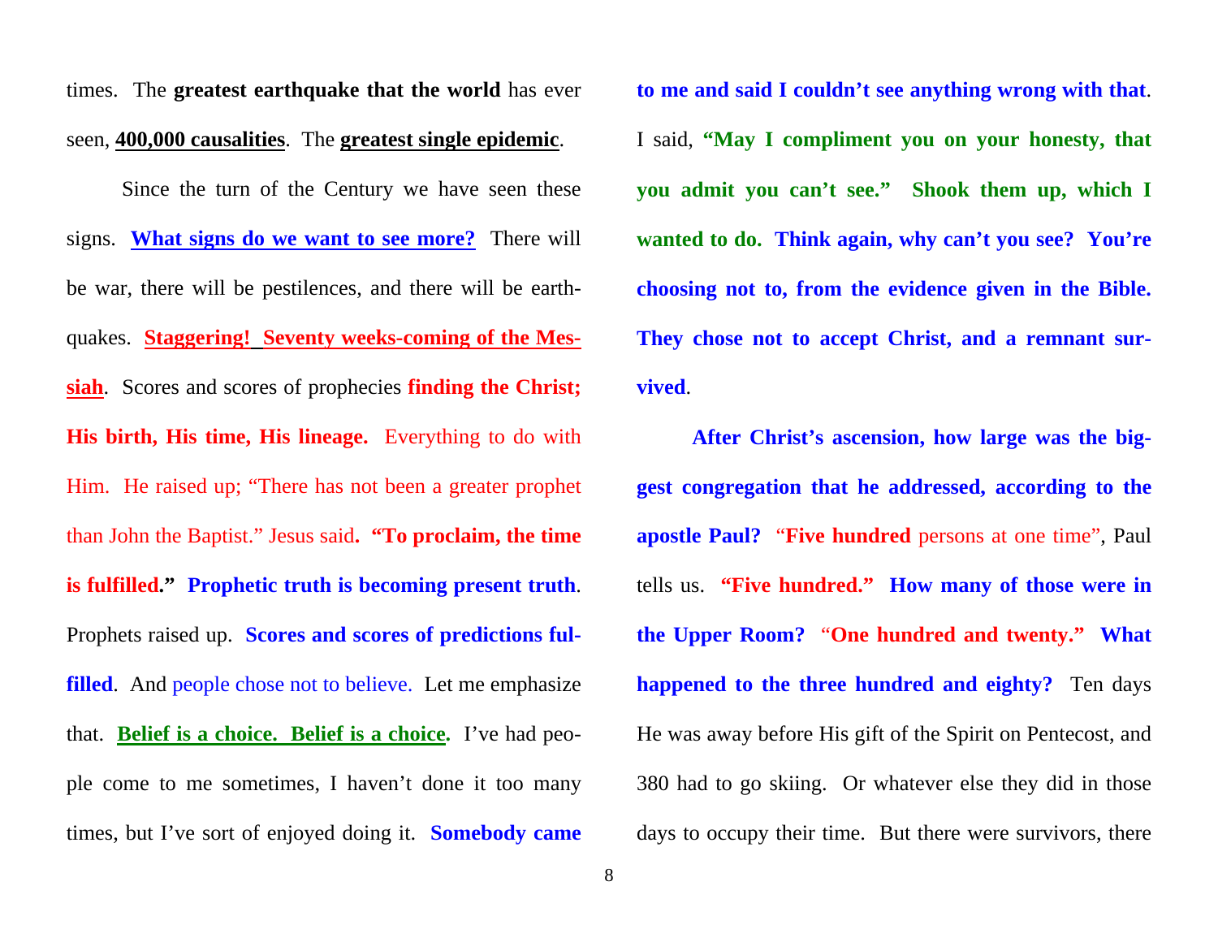times. The **greatest earthquake that the world** has ever seen, **400,000 causalities**. The **greatest single epidemic**.

Since the turn of the Century we have seen these signs. **What signs do we want to see more?** There will be war, there will be pestilences, and there will be earthquakes. **Staggering! Seventy weeks-coming of the Messiah**. Scores and scores of prophecies **finding the Christ; His birth, His time, His lineage.** Everything to do with Him. He raised up; "There has not been a greater prophet than John the Baptist." Jesus said**. "To proclaim, the time is fulfilled." Prophetic truth is becoming present truth**. Prophets raised up. **Scores and scores of predictions fulfilled**. And people chose not to believe. Let me emphasize that. **Belief is a choice. Belief is a choice.** I've had people come to me sometimes, I haven't done it too many times, but I've sort of enjoyed doing it. **Somebody came to me and said I couldn't see anything wrong with that**. I said, **"May I compliment you on your honesty, that you admit you can't see." Shook them up, which I wanted to do. Think again, why can't you see? You're choosing not to, from the evidence given in the Bible. They chose not to accept Christ, and a remnant survived**.

**After Christ's ascension, how large was the biggest congregation that he addressed, according to the apostle Paul?** "**Five hundred** persons at one time", Paul tells us. **"Five hundred." How many of those were in the Upper Room?** "**One hundred and twenty." What happened to the three hundred and eighty?** Ten days He was away before His gift of the Spirit on Pentecost, and 380 had to go skiing. Or whatever else they did in those days to occupy their time. But there were survivors, there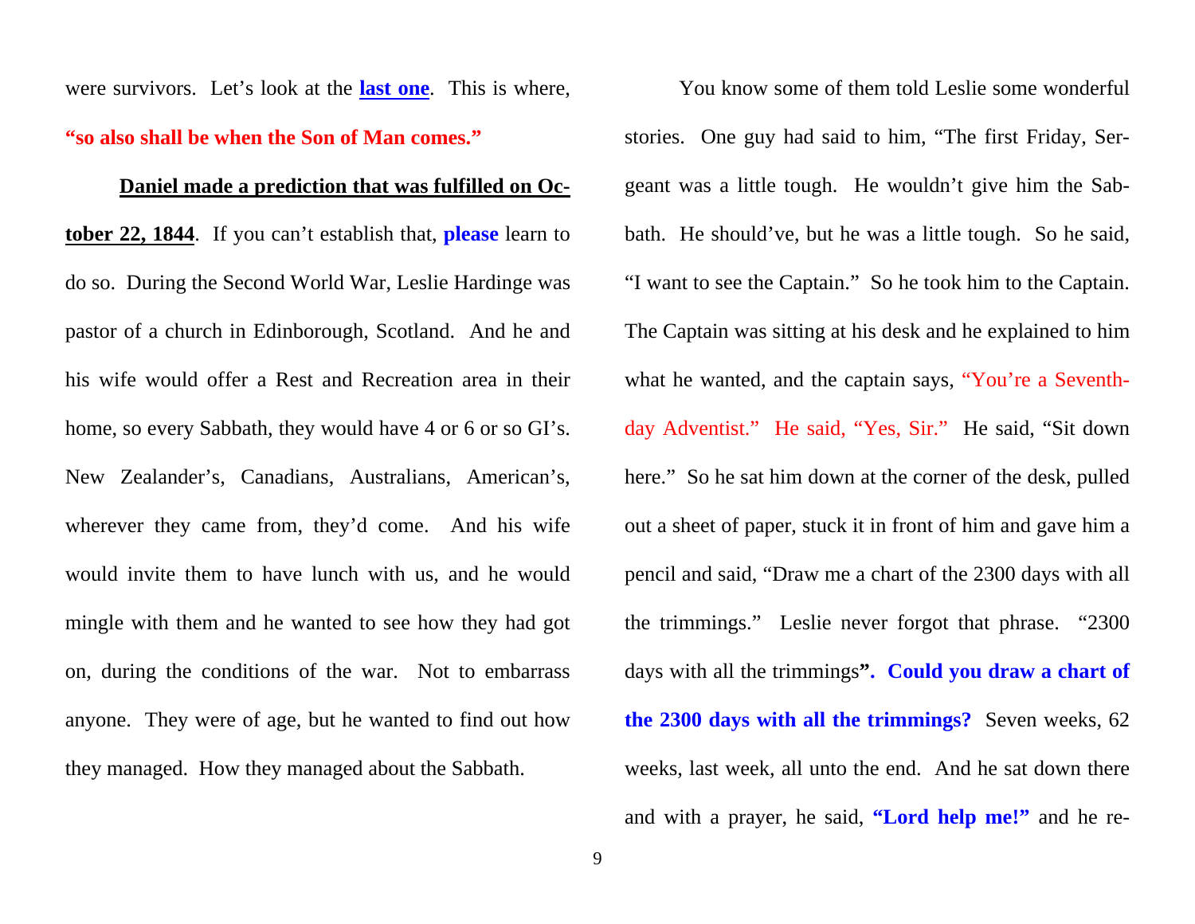were survivors. Let's look at the **last one**. This is where, **"so also shall be when the Son of Man comes."**

**Daniel made a prediction that was fulfilled on October 22, 1844**. If you can't establish that, **please** learn to do so. During the Second World War, Leslie Hardinge was pastor of a church in Edinborough, Scotland. And he and his wife would offer a Rest and Recreation area in their home, so every Sabbath, they would have 4 or 6 or so GI's. New Zealander's, Canadians, Australians, American's, wherever they came from, they'd come. And his wife would invite them to have lunch with us, and he would mingle with them and he wanted to see how they had got on, during the conditions of the war. Not to embarrass anyone. They were of age, but he wanted to find out how they managed. How they managed about the Sabbath.

You know some of them told Leslie some wonderful stories. One guy had said to him, "The first Friday, Sergeant was a little tough. He wouldn't give him the Sabbath. He should've, but he was a little tough. So he said, "I want to see the Captain." So he took him to the Captain. The Captain was sitting at his desk and he explained to him what he wanted, and the captain says, "You're a Seventh-day Adventist." He said, "Yes, Sir." He said, "Sit down here." So he sat him down at the corner of the desk, pulled out a sheet of paper, stuck it in front of him and gave him a pencil and said, "Draw me a chart of the 2300 days with all the trimmings." Leslie never forgot that phrase. "2300 days with all the trimmings**". Could you draw a chart of the 2300 days with all the trimmings?** Seven weeks, 62 weeks, last week, all unto the end. And he sat down there and with a prayer, he said, **"Lord help me!"** and he re-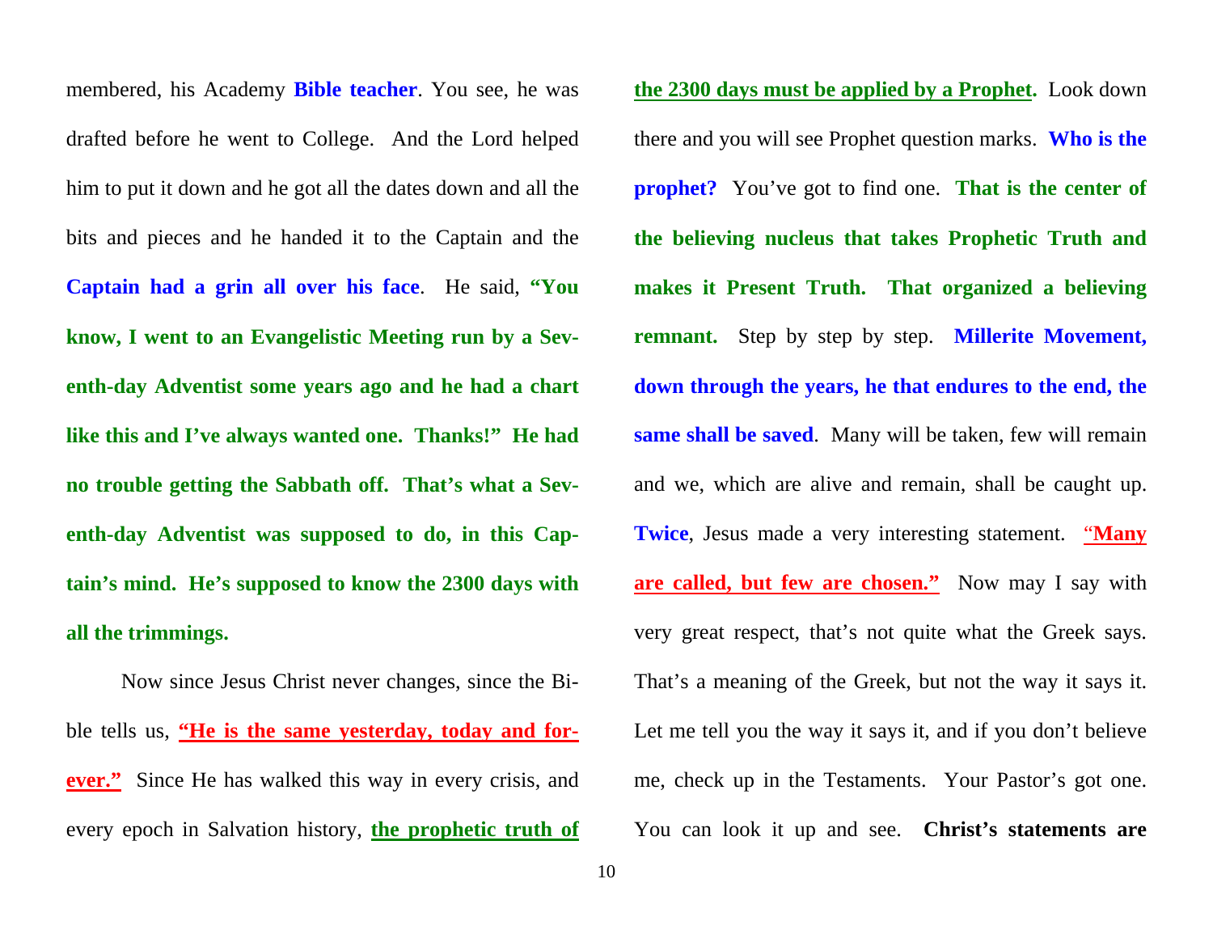membered, his Academy **Bible teacher**. You see, he was drafted before he went to College. And the Lord helped him to put it down and he got all the dates down and all the bits and pieces and he handed it to the Captain and the **Captain had a grin all over his face**. He said, **"You know, I went to an Evangelistic Meeting run by a Seventh-day Adventist some years ago and he had a chart like this and I've always wanted one. Thanks!" He had no trouble getting the Sabbath off. That's what a Seventh-day Adventist was supposed to do, in this Captain's mind. He's supposed to know the 2300 days with all the trimmings.**

Now since Jesus Christ never changes, since the Bible tells us, **"He is the same yesterday, today and forever."** Since He has walked this way in every crisis, and every epoch in Salvation history, **the prophetic truth of the 2300 days must be applied by a Prophet.** Look down there and you will see Prophet question marks. **Who is the prophet?** You've got to find one. **That is the center of the believing nucleus that takes Prophetic Truth and makes it Present Truth. That organized a believing remnant.** Step by step by step. **Millerite Movement, down through the years, he that endures to the end, the same shall be saved**. Many will be taken, few will remain and we, which are alive and remain, shall be caught up. **Twice**, Jesus made a very interesting statement. **"Many are called, but few are chosen."** Now may I say with very great respect, that's not quite what the Greek says. That's a meaning of the Greek, but not the way it says it. Let me tell you the way it says it, and if you don't believe me, check up in the Testaments. Your Pastor's got one. You can look it up and see. **Christ's statements are**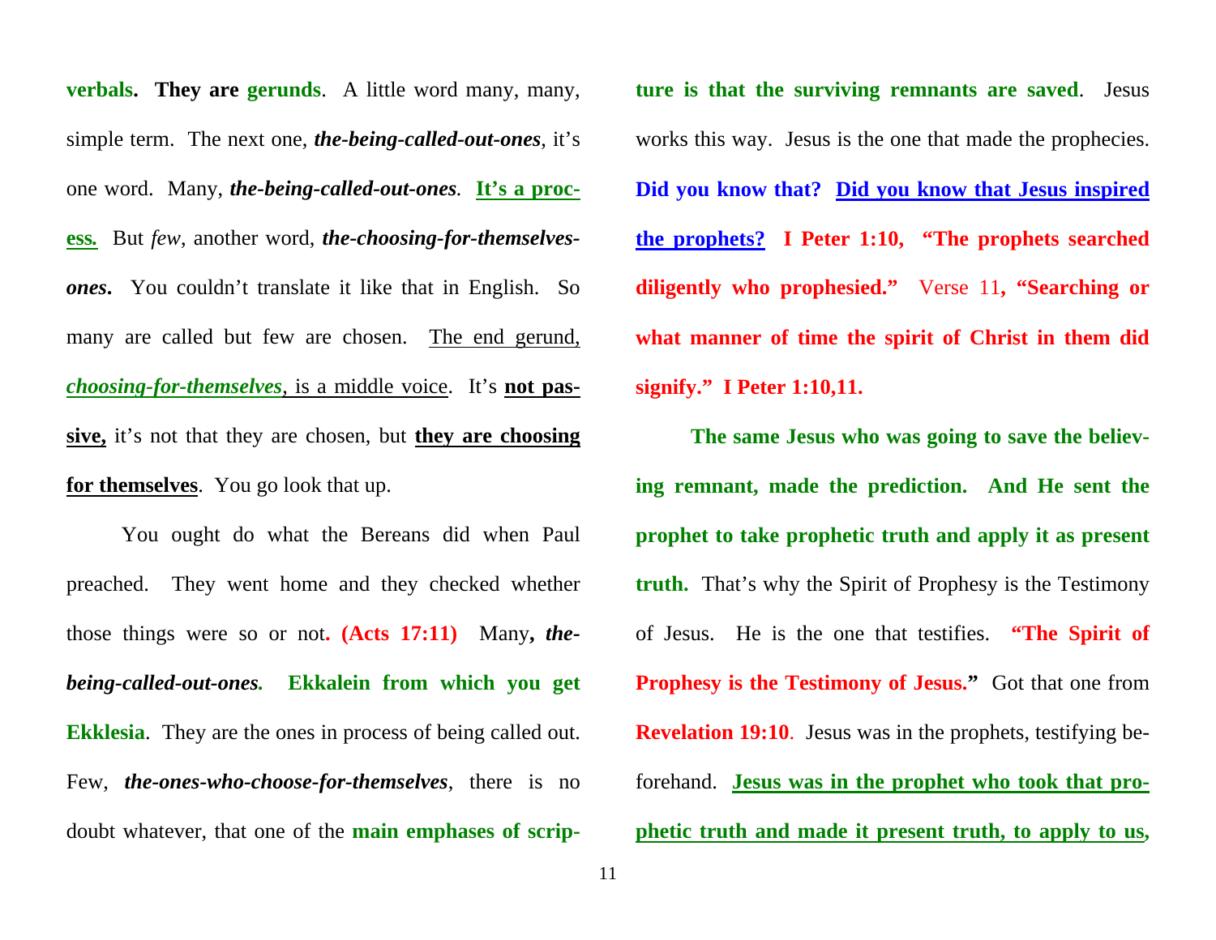**verbals. They are gerunds**. A little word many, many, simple term. The next one, ***the-being-called-out-ones***, it's one word. Many, ***the-being-called-out-ones***. **It's a process.** But *few*, another word, ***the-choosing-for-themselves-ones***. You couldn't translate it like that in English. So many are called but few are chosen. The end gerund, ***choosing-for-themselves***, is a middle voice. It's **not passive,** it's not that they are chosen, but **they are choosing for themselves**. You go look that up.

You ought do what the Bereans did when Paul preached. They went home and they checked whether those things were so or not**. (Acts 17:11)** Many**, *the-being-called-out-ones.*** **Ekkalein from which you get Ekklesia**. They are the ones in process of being called out. Few, ***the-ones-who-choose-for-themselves***, there is no doubt whatever, that one of the **main emphases of scripture is that the surviving remnants are saved**. Jesus works this way. Jesus is the one that made the prophecies. **Did you know that? Did you know that Jesus inspired the prophets? I Peter 1:10, "The prophets searched diligently who prophesied."** Verse 11**, "Searching or what manner of time the spirit of Christ in them did signify." I Peter 1:10,11.**

**The same Jesus who was going to save the believing remnant, made the prediction. And He sent the prophet to take prophetic truth and apply it as present truth.** That's why the Spirit of Prophesy is the Testimony of Jesus. He is the one that testifies. **"The Spirit of Prophesy is the Testimony of Jesus."** Got that one from **Revelation 19:10**. Jesus was in the prophets, testifying beforehand. **Jesus was in the prophet who took that prophetic truth and made it present truth, to apply to us,**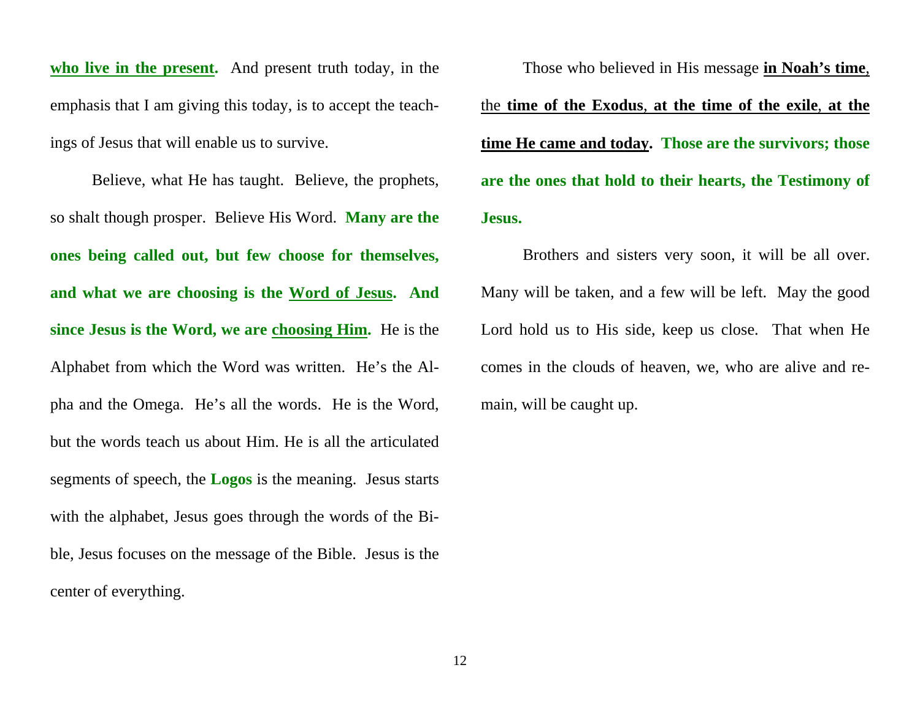**who live in the present.** And present truth today, in the emphasis that I am giving this today, is to accept the teachings of Jesus that will enable us to survive.

Believe, what He has taught. Believe, the prophets, so shalt though prosper. Believe His Word. **Many are the ones being called out, but few choose for themselves, and what we are choosing is the Word of Jesus. And since Jesus is the Word, we are choosing Him.** He is the Alphabet from which the Word was written. He's the Alpha and the Omega. He's all the words. He is the Word, but the words teach us about Him. He is all the articulated segments of speech, the **Logos** is the meaning. Jesus starts with the alphabet, Jesus goes through the words of the Bible, Jesus focuses on the message of the Bible. Jesus is the center of everything.

Those who believed in His message **in Noah's time**, the **time of the Exodus**, **at the time of the exile**, **at the time He came and today.** **Those are the survivors; those are the ones that hold to their hearts, the Testimony of Jesus.**

Brothers and sisters very soon, it will be all over. Many will be taken, and a few will be left. May the good Lord hold us to His side, keep us close. That when He comes in the clouds of heaven, we, who are alive and remain, will be caught up.